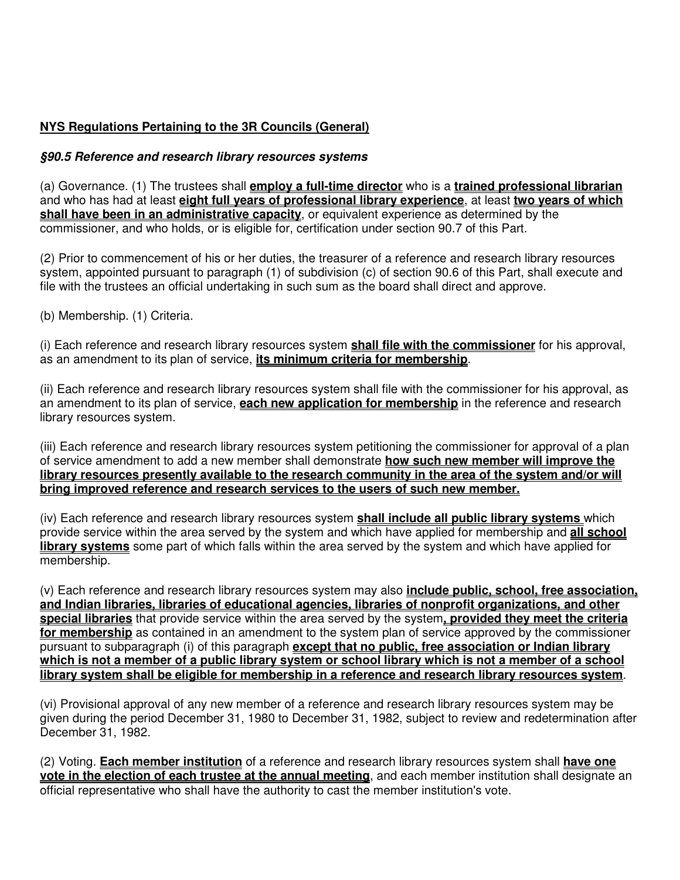**NYS Regulations Pertaining to the 3R Councils (General)**

***§90.5 Reference and research library resources systems***

(a) Governance. (1) The trustees shall **employ a full-time director** who is a **trained professional librarian** and who has had at least **eight full years of professional library experience**, at least **two years of which shall have been in an administrative capacity**, or equivalent experience as determined by the commissioner, and who holds, or is eligible for, certification under section 90.7 of this Part.

(2) Prior to commencement of his or her duties, the treasurer of a reference and research library resources system, appointed pursuant to paragraph (1) of subdivision (c) of section 90.6 of this Part, shall execute and file with the trustees an official undertaking in such sum as the board shall direct and approve.

(b) Membership. (1) Criteria.

(i) Each reference and research library resources system **shall file with the commissioner** for his approval, as an amendment to its plan of service, **its minimum criteria for membership**.

(ii) Each reference and research library resources system shall file with the commissioner for his approval, as an amendment to its plan of service, **each new application for membership** in the reference and research library resources system.

(iii) Each reference and research library resources system petitioning the commissioner for approval of a plan of service amendment to add a new member shall demonstrate **how such new member will improve the library resources presently available to the research community in the area of the system and/or will bring improved reference and research services to the users of such new member.**

(iv) Each reference and research library resources system **shall include all public library systems** which provide service within the area served by the system and which have applied for membership and **all school library systems** some part of which falls within the area served by the system and which have applied for membership.

(v) Each reference and research library resources system may also **include public, school, free association, and Indian libraries, libraries of educational agencies, libraries of nonprofit organizations, and other special libraries** that provide service within the area served by the system**, provided they meet the criteria for membership** as contained in an amendment to the system plan of service approved by the commissioner pursuant to subparagraph (i) of this paragraph **except that no public, free association or Indian library which is not a member of a public library system or school library which is not a member of a school library system shall be eligible for membership in a reference and research library resources system**.

(vi) Provisional approval of any new member of a reference and research library resources system may be given during the period December 31, 1980 to December 31, 1982, subject to review and redetermination after December 31, 1982.

(2) Voting. **Each member institution** of a reference and research library resources system shall **have one vote in the election of each trustee at the annual meeting**, and each member institution shall designate an official representative who shall have the authority to cast the member institution's vote.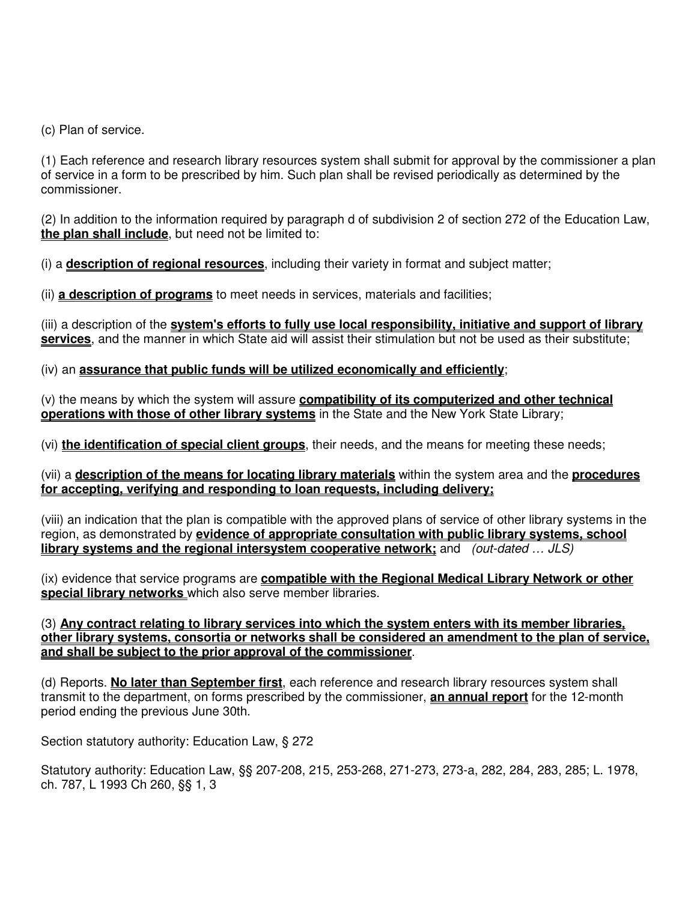(c) Plan of service.

(1) Each reference and research library resources system shall submit for approval by the commissioner a plan of service in a form to be prescribed by him. Such plan shall be revised periodically as determined by the commissioner.

(2) In addition to the information required by paragraph d of subdivision 2 of section 272 of the Education Law, **the plan shall include**, but need not be limited to:

(i) a **description of regional resources**, including their variety in format and subject matter;

(ii) **a description of programs** to meet needs in services, materials and facilities;

(iii) a description of the **system's efforts to fully use local responsibility, initiative and support of library services**, and the manner in which State aid will assist their stimulation but not be used as their substitute;

(iv) an **assurance that public funds will be utilized economically and efficiently**;

(v) the means by which the system will assure **compatibility of its computerized and other technical operations with those of other library systems** in the State and the New York State Library;

(vi) **the identification of special client groups**, their needs, and the means for meeting these needs;

(vii) a **description of the means for locating library materials** within the system area and the **procedures for accepting, verifying and responding to loan requests, including delivery;**

(viii) an indication that the plan is compatible with the approved plans of service of other library systems in the region, as demonstrated by **evidence of appropriate consultation with public library systems, school library systems and the regional intersystem cooperative network;** and *(out-dated … JLS)*

(ix) evidence that service programs are **compatible with the Regional Medical Library Network or other special library networks** which also serve member libraries.

(3) **Any contract relating to library services into which the system enters with its member libraries, other library systems, consortia or networks shall be considered an amendment to the plan of service, and shall be subject to the prior approval of the commissioner**.

(d) Reports. **No later than September first**, each reference and research library resources system shall transmit to the department, on forms prescribed by the commissioner, **an annual report** for the 12-month period ending the previous June 30th.

Section statutory authority: Education Law, § 272

Statutory authority: Education Law, §§ 207-208, 215, 253-268, 271-273, 273-a, 282, 284, 283, 285; L. 1978, ch. 787, L 1993 Ch 260, §§ 1, 3